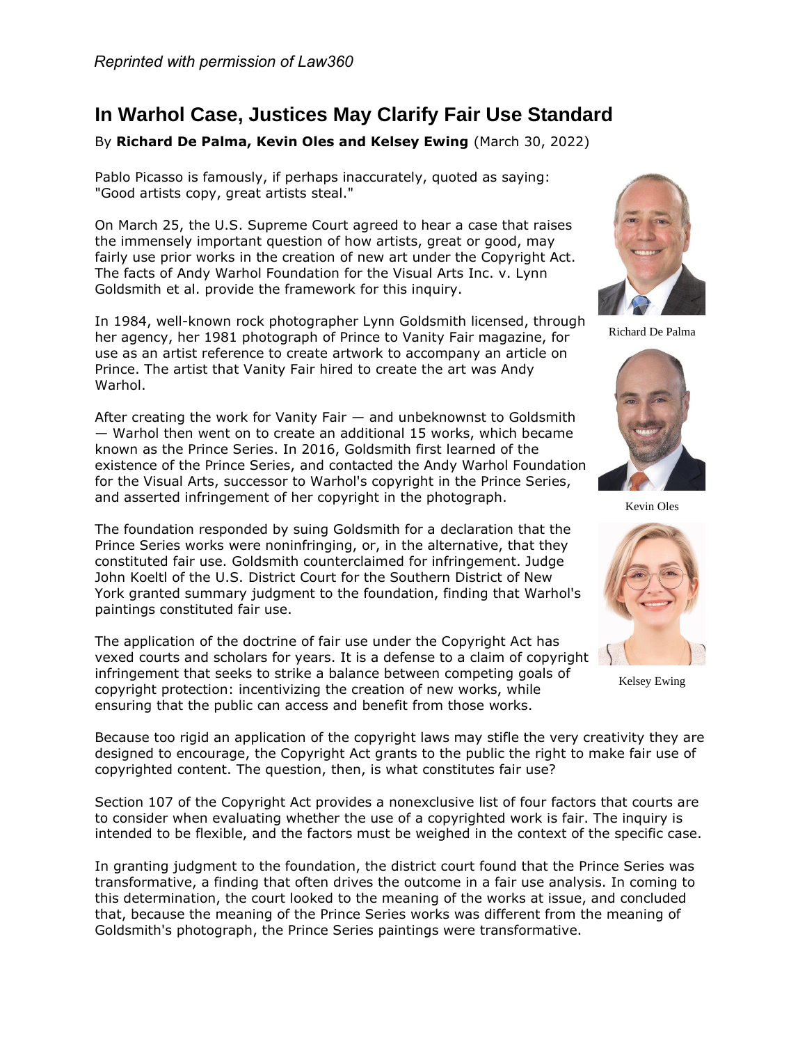*Reprinted with permission of Law360*

# In Warhol Case, Justices May Clarify Fair Use Standard

By **Richard De Palma, Kevin Oles and Kelsey Ewing** (March 30, 2022)

Pablo Picasso is famously, if perhaps inaccurately, quoted as saying: "Good artists copy, great artists steal."

On March 25, the U.S. Supreme Court agreed to hear a case that raises the immensely important question of how artists, great or good, may fairly use prior works in the creation of new art under the Copyright Act. The facts of Andy Warhol Foundation for the Visual Arts Inc. v. Lynn Goldsmith et al. provide the framework for this inquiry.

In 1984, well-known rock photographer Lynn Goldsmith licensed, through her agency, her 1981 photograph of Prince to Vanity Fair magazine, for use as an artist reference to create artwork to accompany an article on Prince. The artist that Vanity Fair hired to create the art was Andy Warhol.

After creating the work for Vanity Fair — and unbeknownst to Goldsmith — Warhol then went on to create an additional 15 works, which became known as the Prince Series. In 2016, Goldsmith first learned of the existence of the Prince Series, and contacted the Andy Warhol Foundation for the Visual Arts, successor to Warhol's copyright in the Prince Series, and asserted infringement of her copyright in the photograph.

The foundation responded by suing Goldsmith for a declaration that the Prince Series works were noninfringing, or, in the alternative, that they constituted fair use. Goldsmith counterclaimed for infringement. Judge John Koeltl of the U.S. District Court for the Southern District of New York granted summary judgment to the foundation, finding that Warhol's paintings constituted fair use.

The application of the doctrine of fair use under the Copyright Act has vexed courts and scholars for years. It is a defense to a claim of copyright infringement that seeks to strike a balance between competing goals of copyright protection: incentivizing the creation of new works, while ensuring that the public can access and benefit from those works.

Richard De Palma

Kevin Oles

Kelsey Ewing

Because too rigid an application of the copyright laws may stifle the very creativity they are designed to encourage, the Copyright Act grants to the public the right to make fair use of copyrighted content. The question, then, is what constitutes fair use?

Section 107 of the Copyright Act provides a nonexclusive list of four factors that courts are to consider when evaluating whether the use of a copyrighted work is fair. The inquiry is intended to be flexible, and the factors must be weighed in the context of the specific case.

In granting judgment to the foundation, the district court found that the Prince Series was transformative, a finding that often drives the outcome in a fair use analysis. In coming to this determination, the court looked to the meaning of the works at issue, and concluded that, because the meaning of the Prince Series works was different from the meaning of Goldsmith's photograph, the Prince Series paintings were transformative.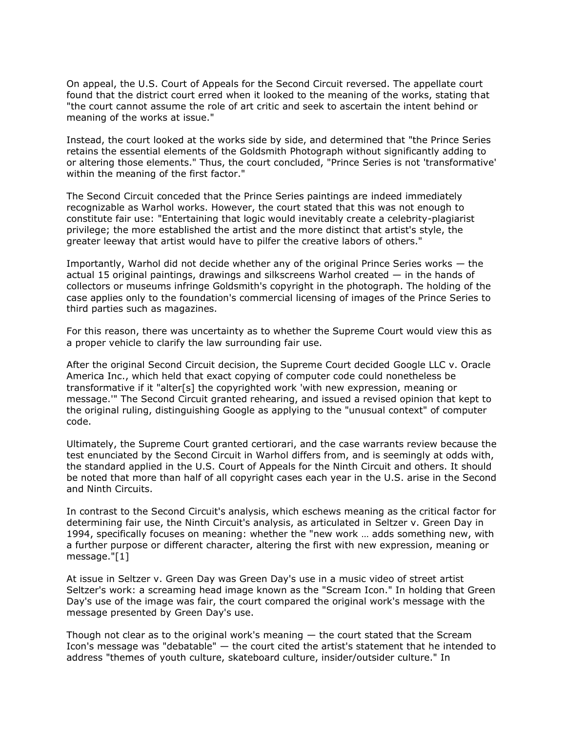On appeal, the U.S. Court of Appeals for the Second Circuit reversed. The appellate court found that the district court erred when it looked to the meaning of the works, stating that "the court cannot assume the role of art critic and seek to ascertain the intent behind or meaning of the works at issue."

Instead, the court looked at the works side by side, and determined that "the Prince Series retains the essential elements of the Goldsmith Photograph without significantly adding to or altering those elements." Thus, the court concluded, "Prince Series is not 'transformative' within the meaning of the first factor."

The Second Circuit conceded that the Prince Series paintings are indeed immediately recognizable as Warhol works. However, the court stated that this was not enough to constitute fair use: "Entertaining that logic would inevitably create a celebrity-plagiarist privilege; the more established the artist and the more distinct that artist's style, the greater leeway that artist would have to pilfer the creative labors of others."

Importantly, Warhol did not decide whether any of the original Prince Series works — the actual 15 original paintings, drawings and silkscreens Warhol created — in the hands of collectors or museums infringe Goldsmith's copyright in the photograph. The holding of the case applies only to the foundation's commercial licensing of images of the Prince Series to third parties such as magazines.

For this reason, there was uncertainty as to whether the Supreme Court would view this as a proper vehicle to clarify the law surrounding fair use.

After the original Second Circuit decision, the Supreme Court decided Google LLC v. Oracle America Inc., which held that exact copying of computer code could nonetheless be transformative if it "alter[s] the copyrighted work 'with new expression, meaning or message.'" The Second Circuit granted rehearing, and issued a revised opinion that kept to the original ruling, distinguishing Google as applying to the "unusual context" of computer code.

Ultimately, the Supreme Court granted certiorari, and the case warrants review because the test enunciated by the Second Circuit in Warhol differs from, and is seemingly at odds with, the standard applied in the U.S. Court of Appeals for the Ninth Circuit and others. It should be noted that more than half of all copyright cases each year in the U.S. arise in the Second and Ninth Circuits.

In contrast to the Second Circuit's analysis, which eschews meaning as the critical factor for determining fair use, the Ninth Circuit's analysis, as articulated in Seltzer v. Green Day in 1994, specifically focuses on meaning: whether the "new work … adds something new, with a further purpose or different character, altering the first with new expression, meaning or message."[1]

At issue in Seltzer v. Green Day was Green Day's use in a music video of street artist Seltzer's work: a screaming head image known as the "Scream Icon." In holding that Green Day's use of the image was fair, the court compared the original work's message with the message presented by Green Day's use.

Though not clear as to the original work's meaning — the court stated that the Scream Icon's message was "debatable" — the court cited the artist's statement that he intended to address "themes of youth culture, skateboard culture, insider/outsider culture." In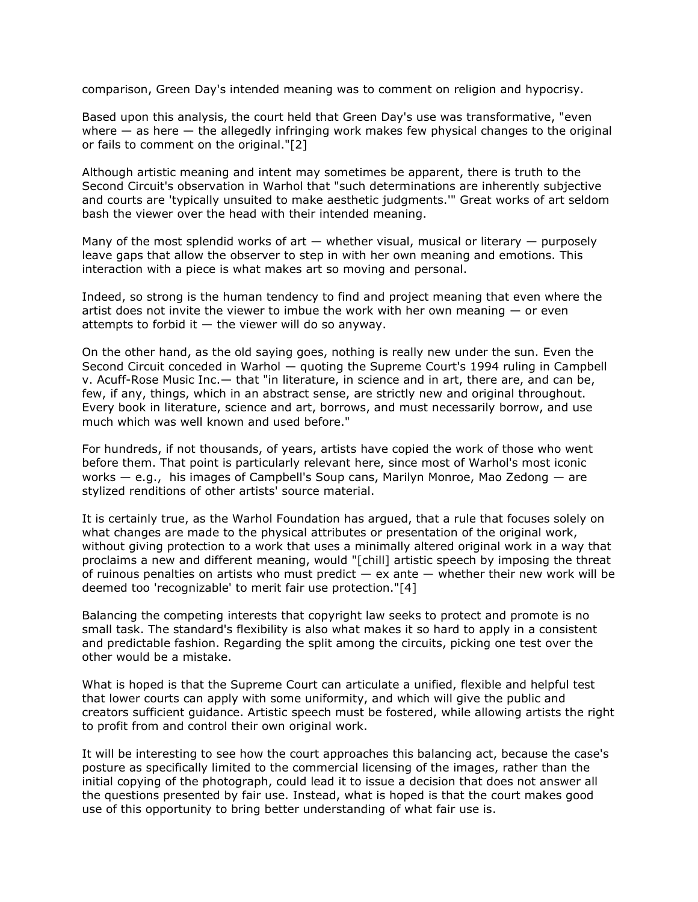comparison, Green Day's intended meaning was to comment on religion and hypocrisy.

Based upon this analysis, the court held that Green Day's use was transformative, "even where — as here — the allegedly infringing work makes few physical changes to the original or fails to comment on the original."[2]

Although artistic meaning and intent may sometimes be apparent, there is truth to the Second Circuit's observation in Warhol that "such determinations are inherently subjective and courts are 'typically unsuited to make aesthetic judgments.'" Great works of art seldom bash the viewer over the head with their intended meaning.

Many of the most splendid works of art — whether visual, musical or literary — purposely leave gaps that allow the observer to step in with her own meaning and emotions. This interaction with a piece is what makes art so moving and personal.

Indeed, so strong is the human tendency to find and project meaning that even where the artist does not invite the viewer to imbue the work with her own meaning — or even attempts to forbid it — the viewer will do so anyway.

On the other hand, as the old saying goes, nothing is really new under the sun. Even the Second Circuit conceded in Warhol — quoting the Supreme Court's 1994 ruling in Campbell v. Acuff-Rose Music Inc.— that "in literature, in science and in art, there are, and can be, few, if any, things, which in an abstract sense, are strictly new and original throughout. Every book in literature, science and art, borrows, and must necessarily borrow, and use much which was well known and used before."

For hundreds, if not thousands, of years, artists have copied the work of those who went before them. That point is particularly relevant here, since most of Warhol's most iconic works — e.g., his images of Campbell's Soup cans, Marilyn Monroe, Mao Zedong — are stylized renditions of other artists' source material.

It is certainly true, as the Warhol Foundation has argued, that a rule that focuses solely on what changes are made to the physical attributes or presentation of the original work, without giving protection to a work that uses a minimally altered original work in a way that proclaims a new and different meaning, would "[chill] artistic speech by imposing the threat of ruinous penalties on artists who must predict — ex ante — whether their new work will be deemed too 'recognizable' to merit fair use protection."[4]

Balancing the competing interests that copyright law seeks to protect and promote is no small task. The standard's flexibility is also what makes it so hard to apply in a consistent and predictable fashion. Regarding the split among the circuits, picking one test over the other would be a mistake.

What is hoped is that the Supreme Court can articulate a unified, flexible and helpful test that lower courts can apply with some uniformity, and which will give the public and creators sufficient guidance. Artistic speech must be fostered, while allowing artists the right to profit from and control their own original work.

It will be interesting to see how the court approaches this balancing act, because the case's posture as specifically limited to the commercial licensing of the images, rather than the initial copying of the photograph, could lead it to issue a decision that does not answer all the questions presented by fair use. Instead, what is hoped is that the court makes good use of this opportunity to bring better understanding of what fair use is.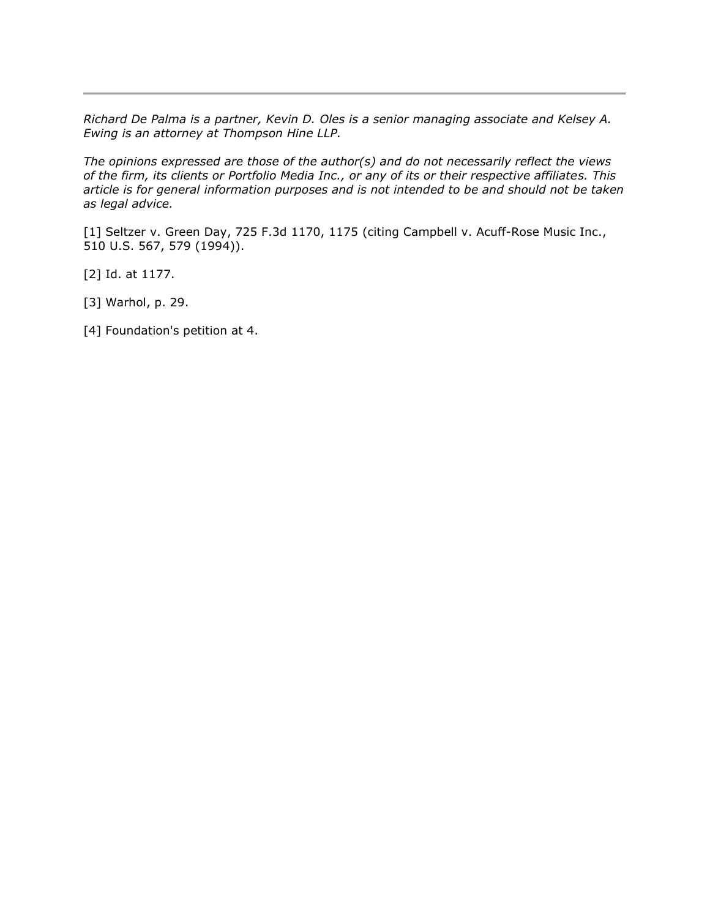---

*Richard De Palma is a partner, Kevin D. Oles is a senior managing associate and Kelsey A. Ewing is an attorney at Thompson Hine LLP.*

*The opinions expressed are those of the author(s) and do not necessarily reflect the views of the firm, its clients or Portfolio Media Inc., or any of its or their respective affiliates. This article is for general information purposes and is not intended to be and should not be taken as legal advice.*

[1] Seltzer v. Green Day, 725 F.3d 1170, 1175 (citing Campbell v. Acuff-Rose Music Inc., 510 U.S. 567, 579 (1994)).

[2] Id. at 1177.

[3] Warhol, p. 29.

[4] Foundation's petition at 4.